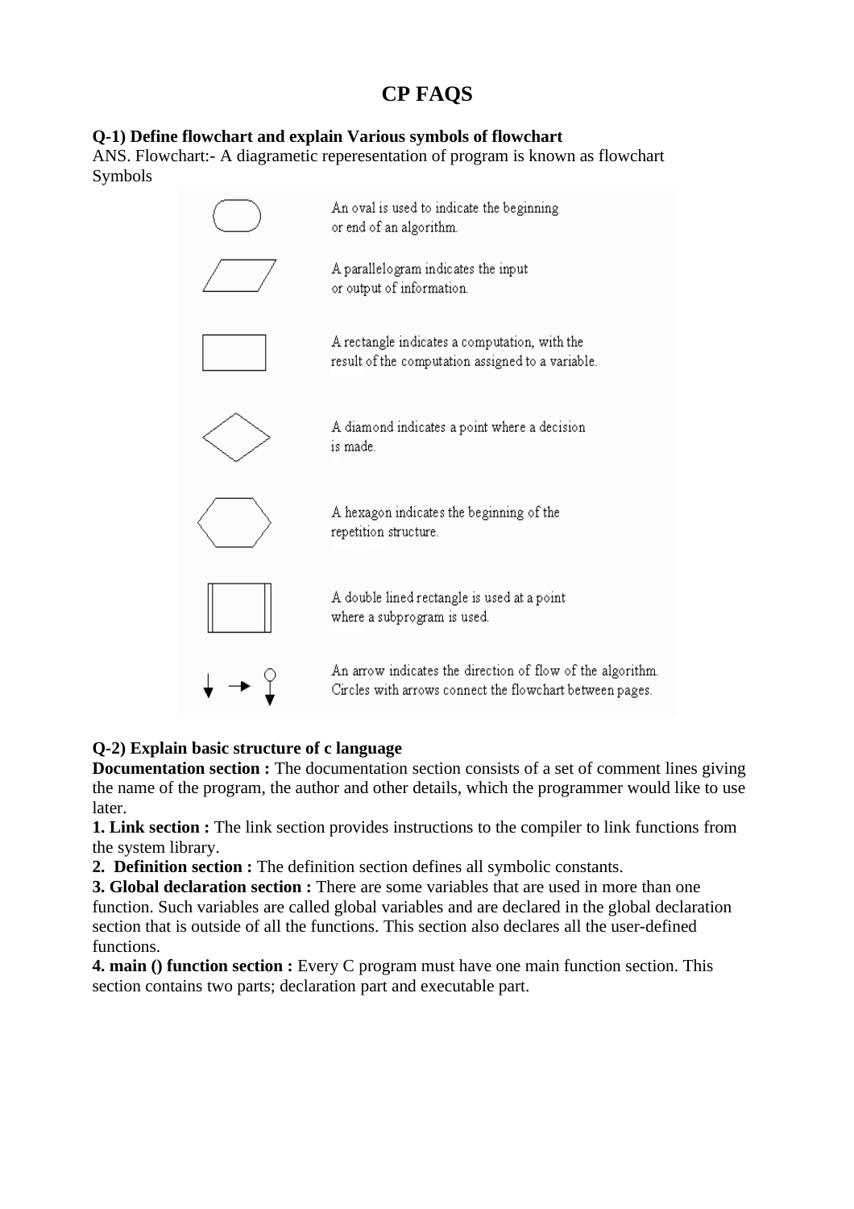# CP FAQS

**Q-1) Define flowchart and explain Various symbols of flowchart**

ANS. Flowchart:- A diagrametic reperesentation of program is known as flowchart

Symbols

An oval is used to indicate the beginning or end of an algorithm.

A parallelogram indicates the input or output of information.

A rectangle indicates a computation, with the result of the computation assigned to a variable.

A diamond indicates a point where a decision is made.

A hexagon indicates the beginning of the repetition structure.

A double lined rectangle is used at a point where a subprogram is used.

An arrow indicates the direction of flow of the algorithm. Circles with arrows connect the flowchart between pages.

**Q-2) Explain basic structure of c language**

**Documentation section :** The documentation section consists of a set of comment lines giving the name of the program, the author and other details, which the programmer would like to use later.

**1. Link section :** The link section provides instructions to the compiler to link functions from the system library.

**2. Definition section :** The definition section defines all symbolic constants.

**3. Global declaration section :** There are some variables that are used in more than one function. Such variables are called global variables and are declared in the global declaration section that is outside of all the functions. This section also declares all the user-defined functions.

**4. main () function section :** Every C program must have one main function section. This section contains two parts; declaration part and executable part.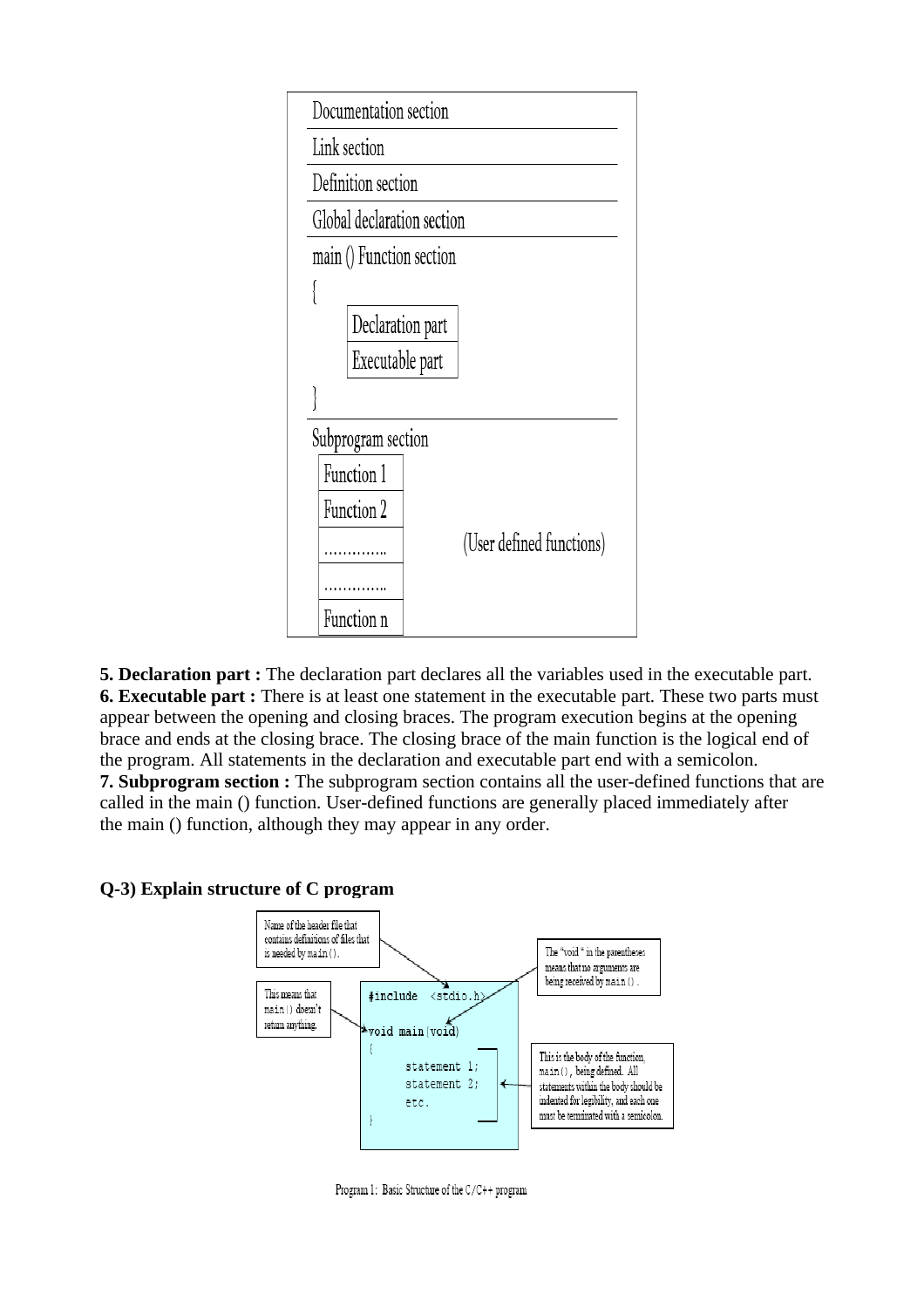```
Documentation section
Link section
Definition section
Global declaration section
main () Function section
{
    Declaration part
    Executable part
}
Subprogram section
    Function 1
    Function 2
    …………..
    …………..                (User defined functions)
    Function n
```

**5. Declaration part :** The declaration part declares all the variables used in the executable part.
**6. Executable part :** There is at least one statement in the executable part. These two parts must appear between the opening and closing braces. The program execution begins at the opening brace and ends at the closing brace. The closing brace of the main function is the logical end of the program. All statements in the declaration and executable part end with a semicolon.
**7. Subprogram section :** The subprogram section contains all the user-defined functions that are called in the main () function. User-defined functions are generally placed immediately after the main () function, although they may appear in any order.

**Q-3) Explain structure of C program**

```
#include <stdio.h>

void main(void)
{
    statement 1;
    statement 2;
    etc.
}
```

- Name of the header file that contains definitions of files that is needed by main().
- The "void" in the parentheses means that no arguments are being received by main().
- This means that main() doesn't return anything.
- This is the body of the function, main(), being defined. All statements within the body should be indented for legibility, and each one must be terminated with a semicolon.

Program 1: Basic Structure of the C/C++ program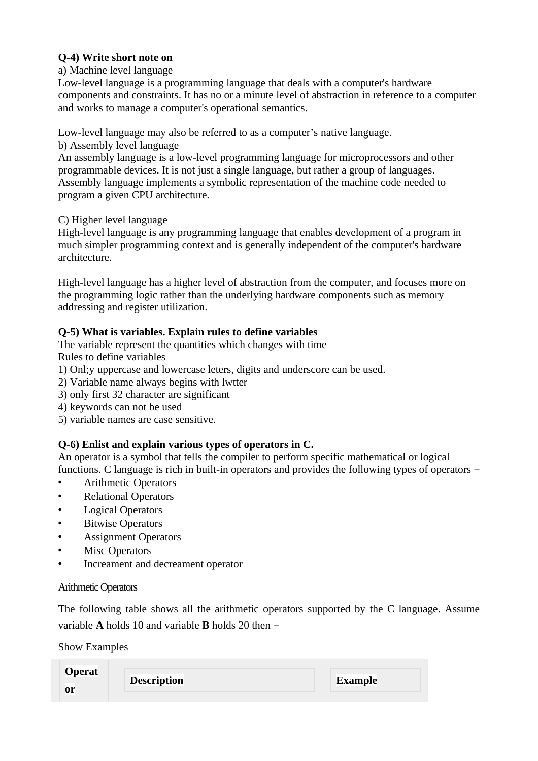**Q-4) Write short note on**

a) Machine level language

Low-level language is a programming language that deals with a computer's hardware components and constraints. It has no or a minute level of abstraction in reference to a computer and works to manage a computer's operational semantics.

Low-level language may also be referred to as a computer's native language.

b) Assembly level language

An assembly language is a low-level programming language for microprocessors and other programmable devices. It is not just a single language, but rather a group of languages. Assembly language implements a symbolic representation of the machine code needed to program a given CPU architecture.

C) Higher level language

High-level language is any programming language that enables development of a program in much simpler programming context and is generally independent of the computer's hardware architecture.

High-level language has a higher level of abstraction from the computer, and focuses more on the programming logic rather than the underlying hardware components such as memory addressing and register utilization.

**Q-5) What is variables. Explain rules to define variables**

The variable represent the quantities which changes with time

Rules to define variables

1) Onl;y uppercase and lowercase leters, digits and underscore can be used.
2) Variable name always begins with lwtter
3) only first 32 character are significant
4) keywords can not be used
5) variable names are case sensitive.

**Q-6) Enlist and explain various types of operators in C.**

An operator is a symbol that tells the compiler to perform specific mathematical or logical functions. C language is rich in built-in operators and provides the following types of operators −

- Arithmetic Operators
- Relational Operators
- Logical Operators
- Bitwise Operators
- Assignment Operators
- Misc Operators
- Increament and decreament operator

Arithmetic Operators

The following table shows all the arithmetic operators supported by the C language. Assume variable **A** holds 10 and variable **B** holds 20 then −

Show Examples

| Operator | Description | Example |
| --- | --- | --- |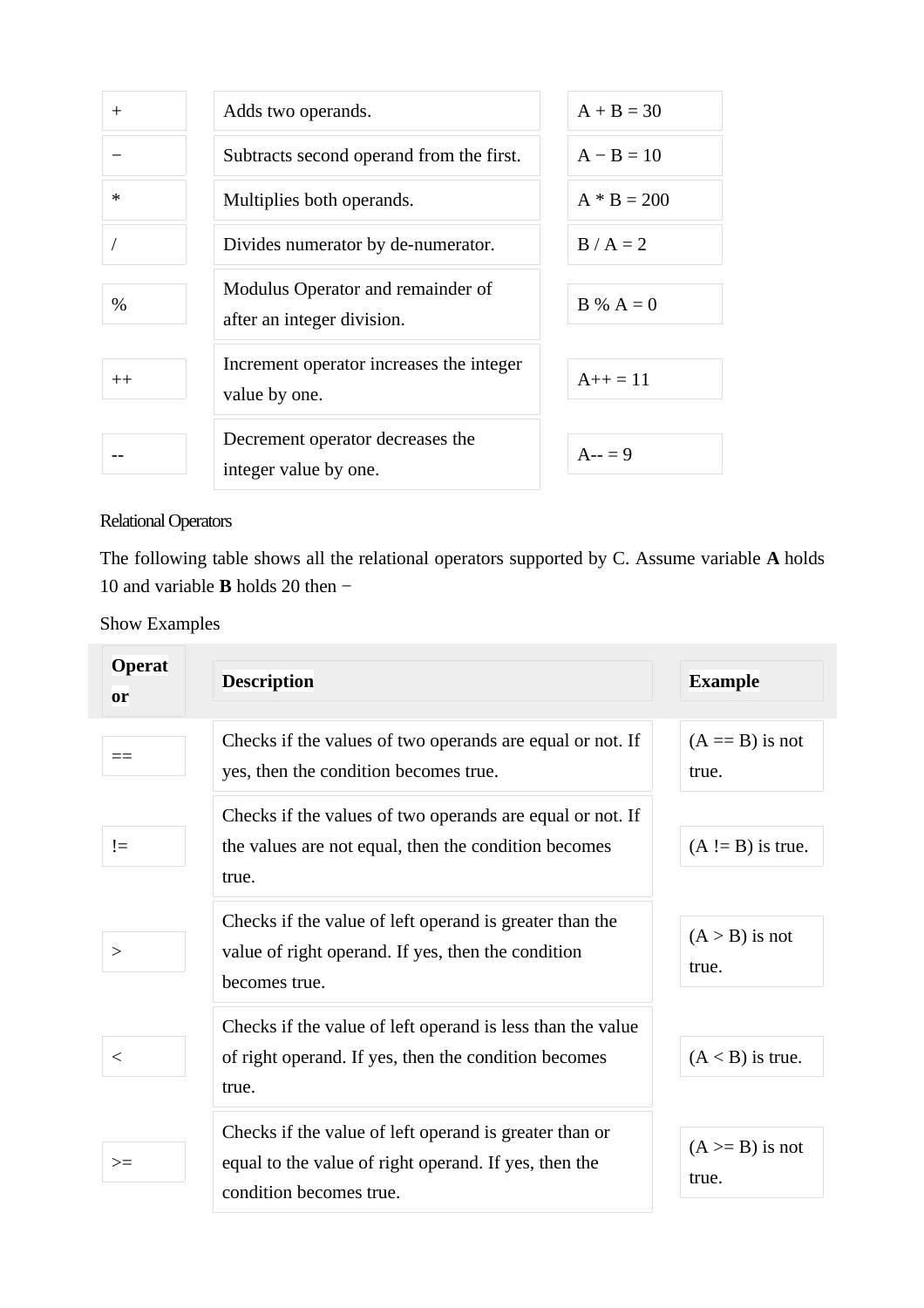| + | Adds two operands. | A + B = 30 |
|---|---|---|
| − | Subtracts second operand from the first. | A − B = 10 |
| * | Multiplies both operands. | A * B = 200 |
| / | Divides numerator by de-numerator. | B / A = 2 |
| % | Modulus Operator and remainder of after an integer division. | B % A = 0 |
| ++ | Increment operator increases the integer value by one. | A++ = 11 |
| -- | Decrement operator decreases the integer value by one. | A-- = 9 |

### Relational Operators

The following table shows all the relational operators supported by C. Assume variable **A** holds 10 and variable **B** holds 20 then −

Show Examples

| **Operator** | **Description** | **Example** |
|---|---|---|
| == | Checks if the values of two operands are equal or not. If yes, then the condition becomes true. | (A == B) is not true. |
| != | Checks if the values of two operands are equal or not. If the values are not equal, then the condition becomes true. | (A != B) is true. |
| > | Checks if the value of left operand is greater than the value of right operand. If yes, then the condition becomes true. | (A > B) is not true. |
| < | Checks if the value of left operand is less than the value of right operand. If yes, then the condition becomes true. | (A < B) is true. |
| >= | Checks if the value of left operand is greater than or equal to the value of right operand. If yes, then the condition becomes true. | (A >= B) is not true. |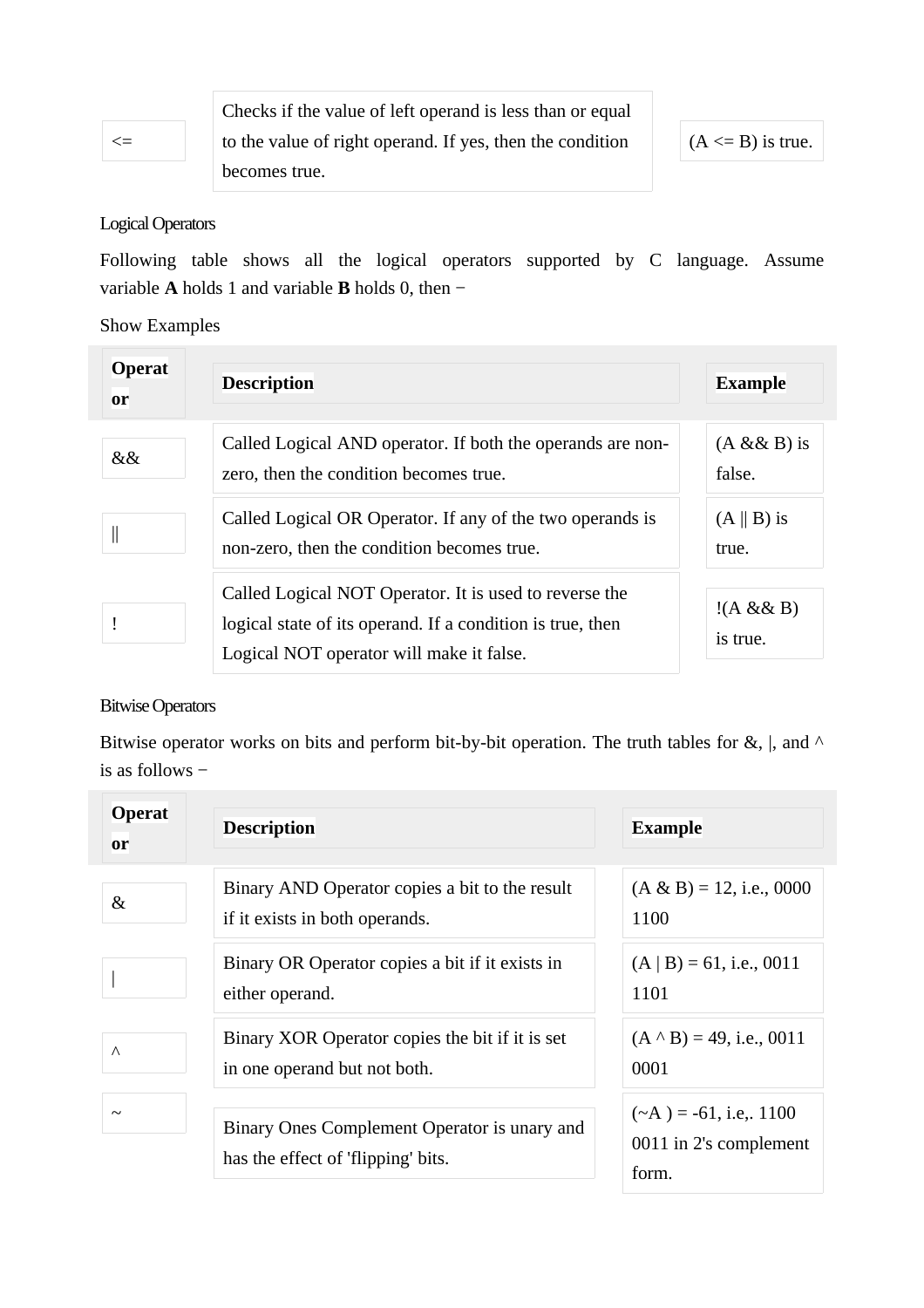| <= | Checks if the value of left operand is less than or equal to the value of right operand. If yes, then the condition becomes true. | (A <= B) is true. |
|---|---|---|

### Logical Operators

Following table shows all the logical operators supported by C language. Assume variable **A** holds 1 and variable **B** holds 0, then −

Show Examples

| **Operator** | **Description** | **Example** |
|---|---|---|
| && | Called Logical AND operator. If both the operands are non-zero, then the condition becomes true. | (A && B) is false. |
| \|\| | Called Logical OR Operator. If any of the two operands is non-zero, then the condition becomes true. | (A \|\| B) is true. |
| ! | Called Logical NOT Operator. It is used to reverse the logical state of its operand. If a condition is true, then Logical NOT operator will make it false. | !(A && B) is true. |

### Bitwise Operators

Bitwise operator works on bits and perform bit-by-bit operation. The truth tables for &, |, and ^ is as follows −

| **Operator** | **Description** | **Example** |
|---|---|---|
| & | Binary AND Operator copies a bit to the result if it exists in both operands. | (A & B) = 12, i.e., 0000 1100 |
| \| | Binary OR Operator copies a bit if it exists in either operand. | (A \| B) = 61, i.e., 0011 1101 |
| ^ | Binary XOR Operator copies the bit if it is set in one operand but not both. | (A ^ B) = 49, i.e., 0011 0001 |
| ~ | Binary Ones Complement Operator is unary and has the effect of 'flipping' bits. | (~A ) = -61, i.e,. 1100 0011 in 2's complement form. |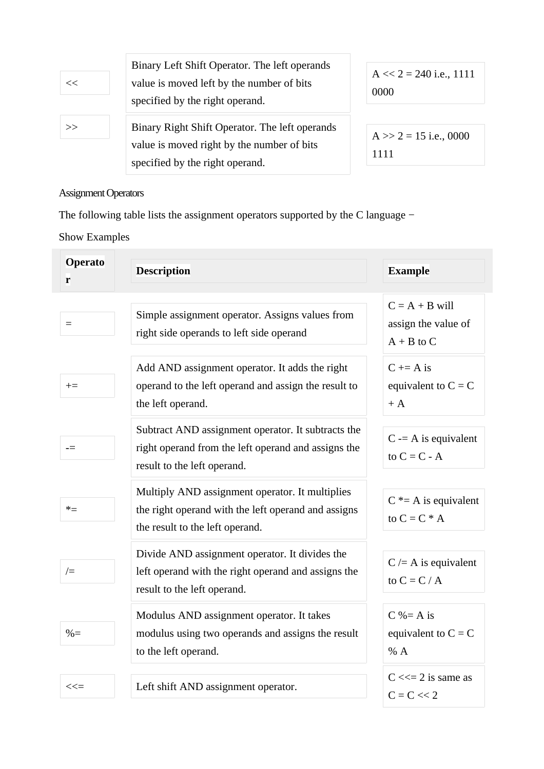| << | Binary Left Shift Operator. The left operands value is moved left by the number of bits specified by the right operand. | A << 2 = 240 i.e., 1111 0000 |
|---|---|---|
| >> | Binary Right Shift Operator. The left operands value is moved right by the number of bits specified by the right operand. | A >> 2 = 15 i.e., 0000 1111 |

### Assignment Operators

The following table lists the assignment operators supported by the C language −

Show Examples

| Operator | Description | Example |
|---|---|---|
| = | Simple assignment operator. Assigns values from right side operands to left side operand | C = A + B will assign the value of A + B to C |
| += | Add AND assignment operator. It adds the right operand to the left operand and assign the result to the left operand. | C += A is equivalent to C = C + A |
| -= | Subtract AND assignment operator. It subtracts the right operand from the left operand and assigns the result to the left operand. | C -= A is equivalent to C = C - A |
| *= | Multiply AND assignment operator. It multiplies the right operand with the left operand and assigns the result to the left operand. | C *= A is equivalent to C = C * A |
| /= | Divide AND assignment operator. It divides the left operand with the right operand and assigns the result to the left operand. | C /= A is equivalent to C = C / A |
| %= | Modulus AND assignment operator. It takes modulus using two operands and assigns the result to the left operand. | C %= A is equivalent to C = C % A |
| <<= | Left shift AND assignment operator. | C <<= 2 is same as C = C << 2 |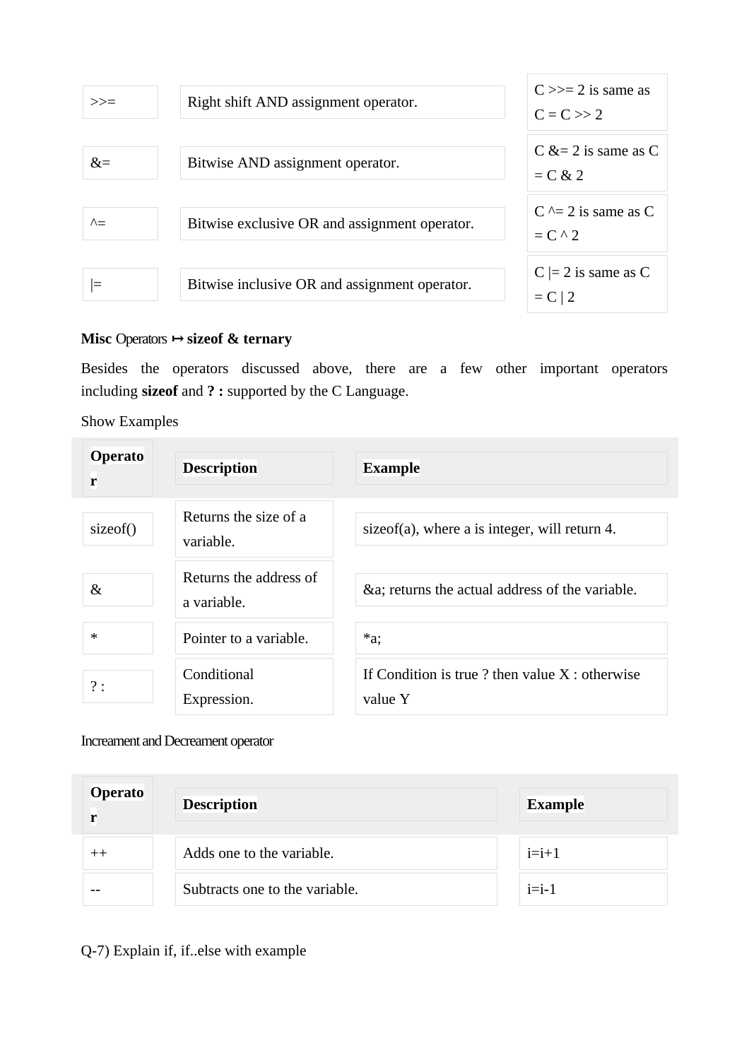| >>= | Right shift AND assignment operator. | C >>= 2 is same as C = C >> 2 |
|---|---|---|
| &= | Bitwise AND assignment operator. | C &= 2 is same as C = C & 2 |
| ^= | Bitwise exclusive OR and assignment operator. | C ^= 2 is same as C = C ^ 2 |
| \|= | Bitwise inclusive OR and assignment operator. | C \|= 2 is same as C = C \| 2 |

**Misc** Operators ↦ **sizeof & ternary**

Besides the operators discussed above, there are a few other important operators including **sizeof** and **? :** supported by the C Language.

Show Examples

| **Operator** | **Description** | **Example** |
|---|---|---|
| sizeof() | Returns the size of a variable. | sizeof(a), where a is integer, will return 4. |
| & | Returns the address of a variable. | &a; returns the actual address of the variable. |
| * | Pointer to a variable. | *a; |
| ? : | Conditional Expression. | If Condition is true ? then value X : otherwise value Y |

Increament and Decreament operator

| **Operator** | **Description** | **Example** |
|---|---|---|
| ++ | Adds one to the variable. | i=i+1 |
| -- | Subtracts one to the variable. | i=i-1 |

Q-7) Explain if, if..else with example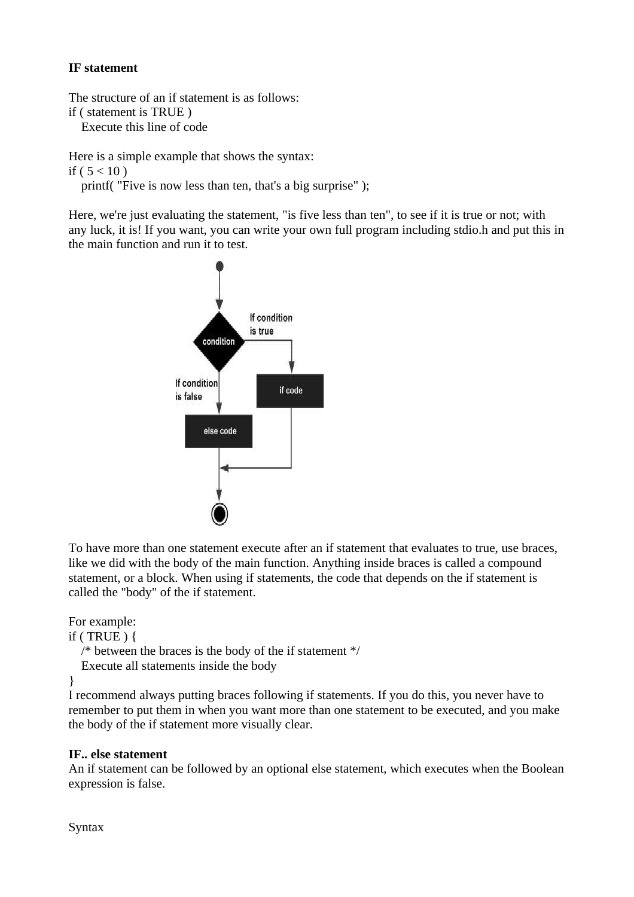**IF statement**

The structure of an if statement is as follows:

```
if ( statement is TRUE )
    Execute this line of code
```

Here is a simple example that shows the syntax:

```
if ( 5 < 10 )
    printf( "Five is now less than ten, that's a big surprise" );
```

Here, we're just evaluating the statement, "is five less than ten", to see if it is true or not; with any luck, it is! If you want, you can write your own full program including stdio.h and put this in the main function and run it to test.

To have more than one statement execute after an if statement that evaluates to true, use braces, like we did with the body of the main function. Anything inside braces is called a compound statement, or a block. When using if statements, the code that depends on the if statement is called the "body" of the if statement.

For example:

```
if ( TRUE ) {
    /* between the braces is the body of the if statement */
    Execute all statements inside the body
}
```

I recommend always putting braces following if statements. If you do this, you never have to remember to put them in when you want more than one statement to be executed, and you make the body of the if statement more visually clear.

**IF.. else statement**

An if statement can be followed by an optional else statement, which executes when the Boolean expression is false.

Syntax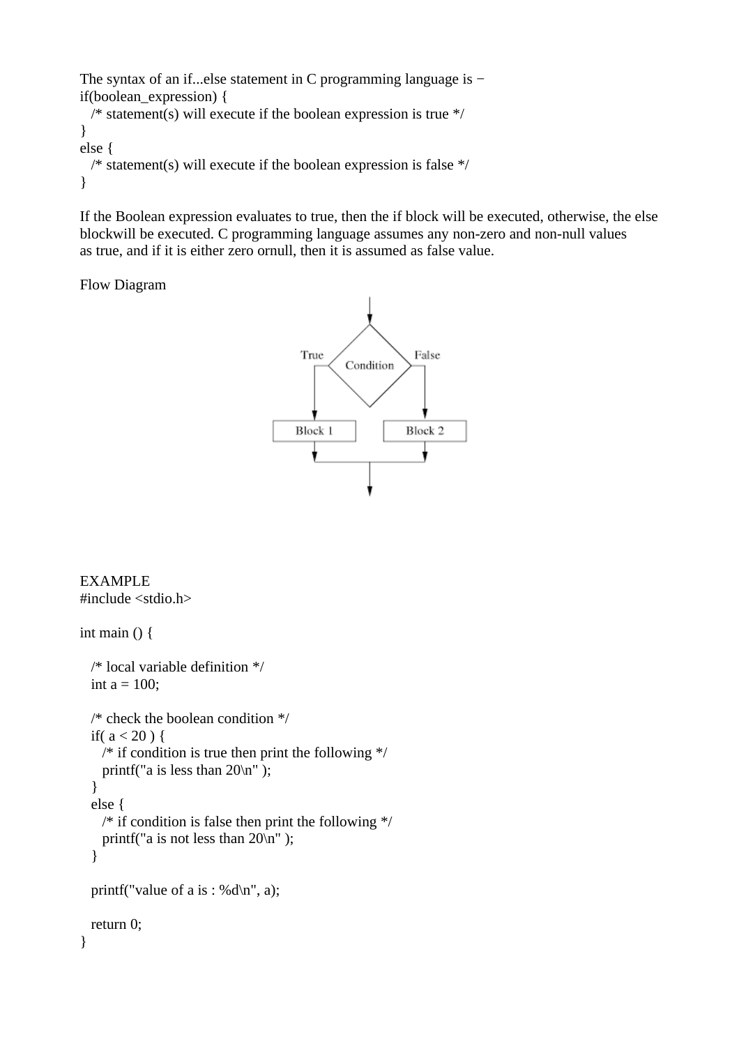The syntax of an if...else statement in C programming language is −

```
if(boolean_expression) {
   /* statement(s) will execute if the boolean expression is true */
}
else {
   /* statement(s) will execute if the boolean expression is false */
}
```

If the Boolean expression evaluates to true, then the if block will be executed, otherwise, the else blockwill be executed. C programming language assumes any non-zero and non-null values as true, and if it is either zero ornull, then it is assumed as false value.

Flow Diagram

EXAMPLE

```
#include <stdio.h>

int main () {

   /* local variable definition */
   int a = 100;

   /* check the boolean condition */
   if( a < 20 ) {
      /* if condition is true then print the following */
      printf("a is less than 20\n" );
   }
   else {
      /* if condition is false then print the following */
      printf("a is not less than 20\n" );
   }

   printf("value of a is : %d\n", a);

   return 0;
}
```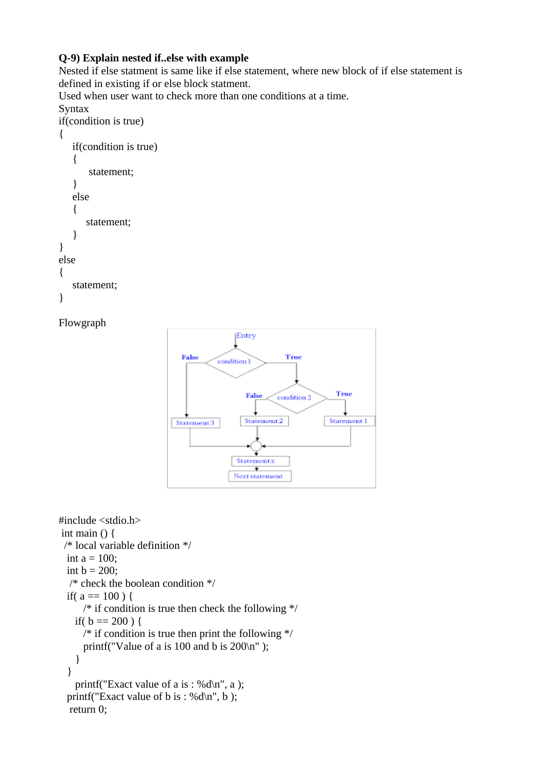**Q-9) Explain nested if..else with example**

Nested if else statment is same like if else statement, where new block of if else statement is defined in existing if or else block statment.

Used when user want to check more than one conditions at a time.

Syntax

```
if(condition is true)
{
    if(condition is true)
    {
        statement;
    }
    else
    {
        statement;
    }
}
else
{
    statement;
}
```

Flowgraph

```
#include <stdio.h>
 int main () {
  /* local variable definition */
  int a = 100;
  int b = 200;
   /* check the boolean condition */
  if( a == 100 ) {
      /* if condition is true then check the following */
     if( b == 200 ) {
      /* if condition is true then print the following */
      printf("Value of a is 100 and b is 200\n" );
     }
  }
     printf("Exact value of a is : %d\n", a );
  printf("Exact value of b is : %d\n", b );
   return 0;
```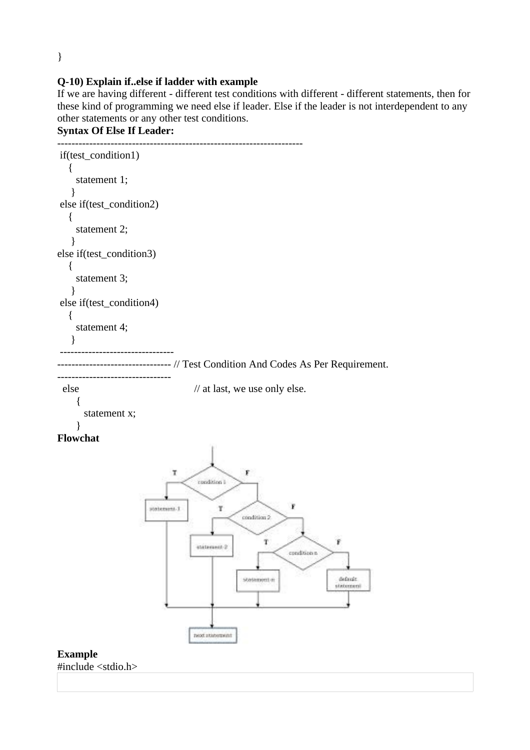}

**Q-10) Explain if..else if ladder with example**

If we are having different - different test conditions with different - different statements, then for these kind of programming we need else if leader. Else if the leader is not interdependent to any other statements or any other test conditions.

**Syntax Of Else If Leader:**

```
---------------------------------------------------------------------
 if(test_condition1)
   {
     statement 1;
    }
 else if(test_condition2)
   {
     statement 2;
    }
else if(test_condition3)
   {
     statement 3;
    }
 else if(test_condition4)
   {
     statement 4;
    }
 --------------------------------
-------------------------------- // Test Condition And Codes As Per Requirement.
--------------------------------
  else                                 // at last, we use only else.
     {
       statement x;
     }
```

**Flowchat**

**Example**

#include <stdio.h>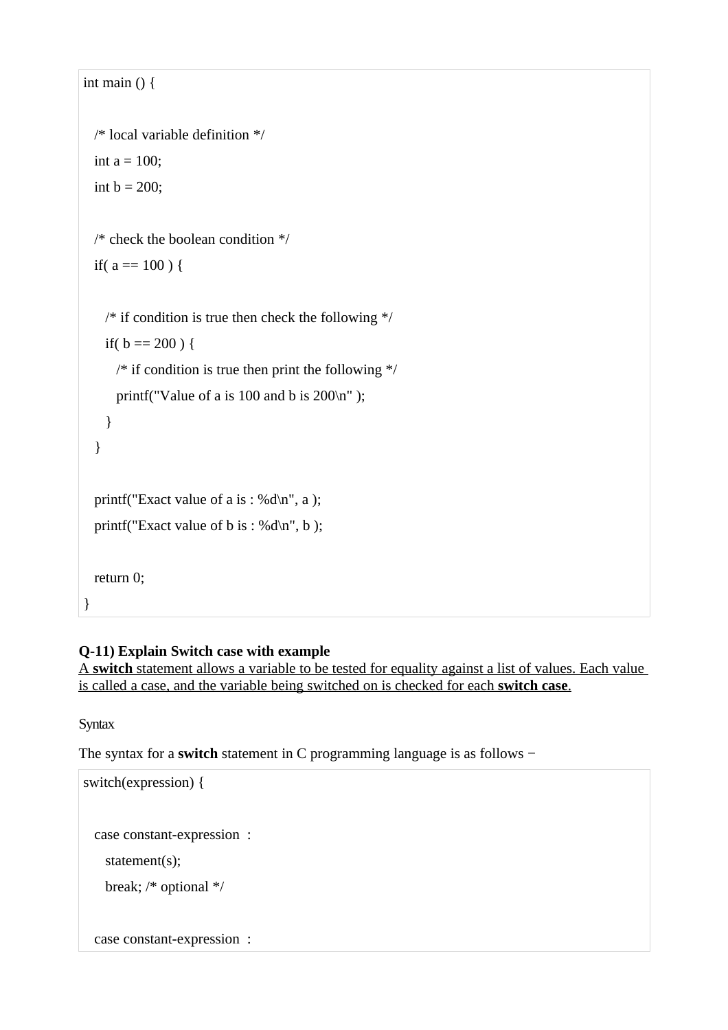```
int main () {

   /* local variable definition */
   int a = 100;
   int b = 200;

   /* check the boolean condition */
   if( a == 100 ) {

      /* if condition is true then check the following */
      if( b == 200 ) {
         /* if condition is true then print the following */
         printf("Value of a is 100 and b is 200\n" );
      }
   }

   printf("Exact value of a is : %d\n", a );
   printf("Exact value of b is : %d\n", b );

   return 0;
}
```

**Q-11) Explain Switch case with example**

A **switch** statement allows a variable to be tested for equality against a list of values. Each value is called a case, and the variable being switched on is checked for each **switch case**.

### Syntax

The syntax for a **switch** statement in C programming language is as follows −

```
switch(expression) {

   case constant-expression  :
      statement(s);
      break; /* optional */

   case constant-expression  :
```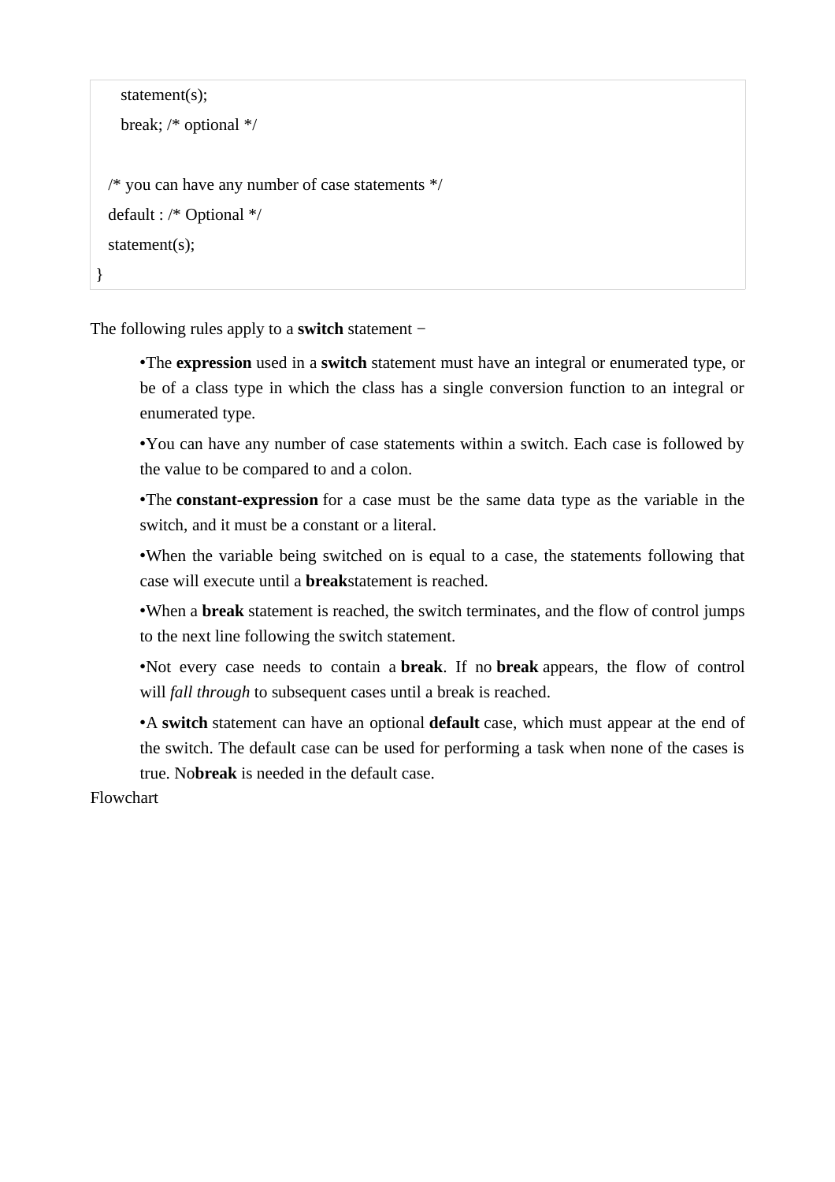```
    statement(s);
    break; /* optional */

  /* you can have any number of case statements */
  default : /* Optional */
  statement(s);
}
```

The following rules apply to a **switch** statement −

- The **expression** used in a **switch** statement must have an integral or enumerated type, or be of a class type in which the class has a single conversion function to an integral or enumerated type.
- You can have any number of case statements within a switch. Each case is followed by the value to be compared to and a colon.
- The **constant-expression** for a case must be the same data type as the variable in the switch, and it must be a constant or a literal.
- When the variable being switched on is equal to a case, the statements following that case will execute until a **break**statement is reached.
- When a **break** statement is reached, the switch terminates, and the flow of control jumps to the next line following the switch statement.
- Not every case needs to contain a **break**. If no **break** appears, the flow of control will *fall through* to subsequent cases until a break is reached.
- A **switch** statement can have an optional **default** case, which must appear at the end of the switch. The default case can be used for performing a task when none of the cases is true. No**break** is needed in the default case.

Flowchart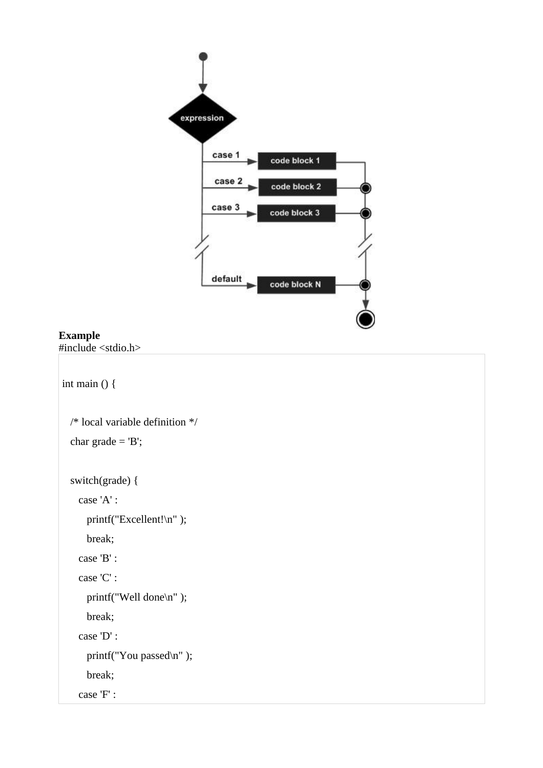**Example**

```
#include <stdio.h>

int main () {

   /* local variable definition */
   char grade = 'B';

   switch(grade) {
      case 'A' :
         printf("Excellent!\n" );
         break;
      case 'B' :
      case 'C' :
         printf("Well done\n" );
         break;
      case 'D' :
         printf("You passed\n" );
         break;
      case 'F' :
```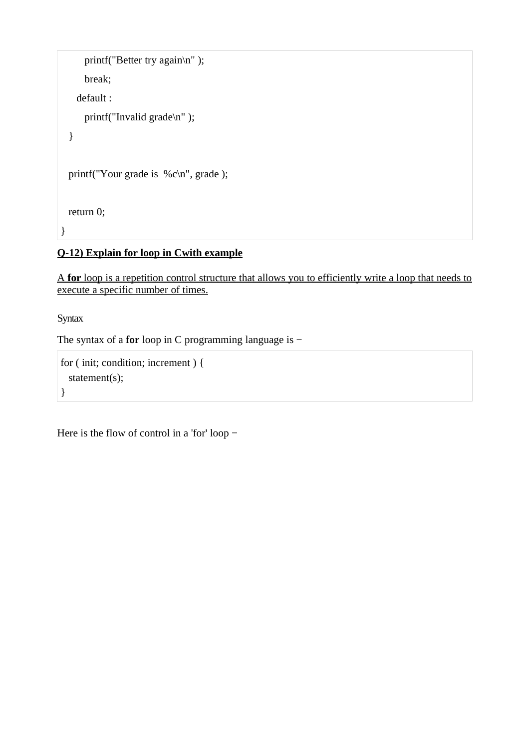```
      printf("Better try again\n" );
      break;
    default :
      printf("Invalid grade\n" );
  }

  printf("Your grade is  %c\n", grade );

  return 0;
}
```

**Q-12) Explain for loop in Cwith example**

A **for** loop is a repetition control structure that allows you to efficiently write a loop that needs to execute a specific number of times.

Syntax

The syntax of a **for** loop in C programming language is −

```
for ( init; condition; increment ) {
  statement(s);
}
```

Here is the flow of control in a 'for' loop −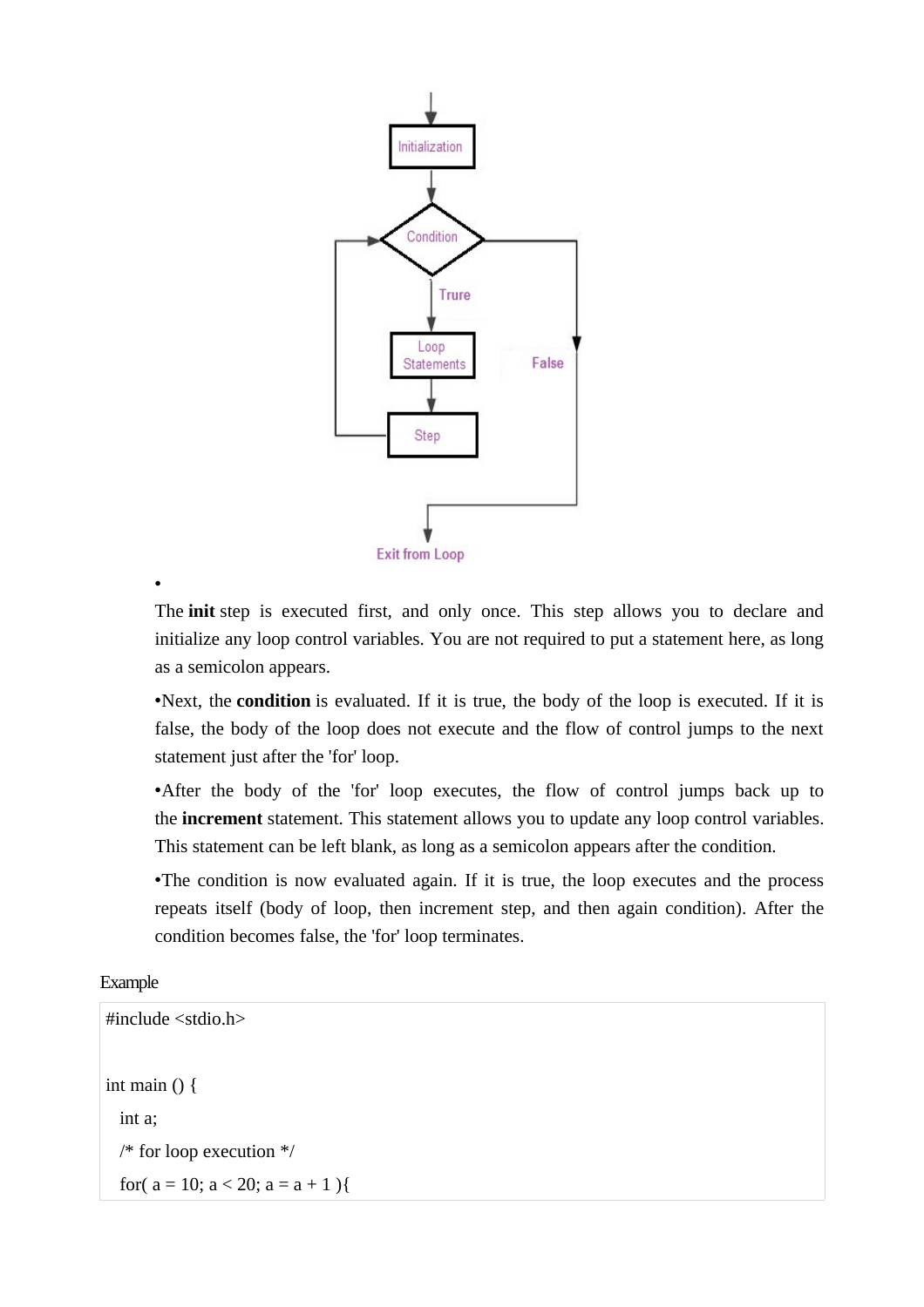- The **init** step is executed first, and only once. This step allows you to declare and initialize any loop control variables. You are not required to put a statement here, as long as a semicolon appears.
- Next, the **condition** is evaluated. If it is true, the body of the loop is executed. If it is false, the body of the loop does not execute and the flow of control jumps to the next statement just after the 'for' loop.
- After the body of the 'for' loop executes, the flow of control jumps back up to the **increment** statement. This statement allows you to update any loop control variables. This statement can be left blank, as long as a semicolon appears after the condition.
- The condition is now evaluated again. If it is true, the loop executes and the process repeats itself (body of loop, then increment step, and then again condition). After the condition becomes false, the 'for' loop terminates.

Example

```
#include <stdio.h>

int main () {
  int a;
  /* for loop execution */
  for( a = 10; a < 20; a = a + 1 ){
```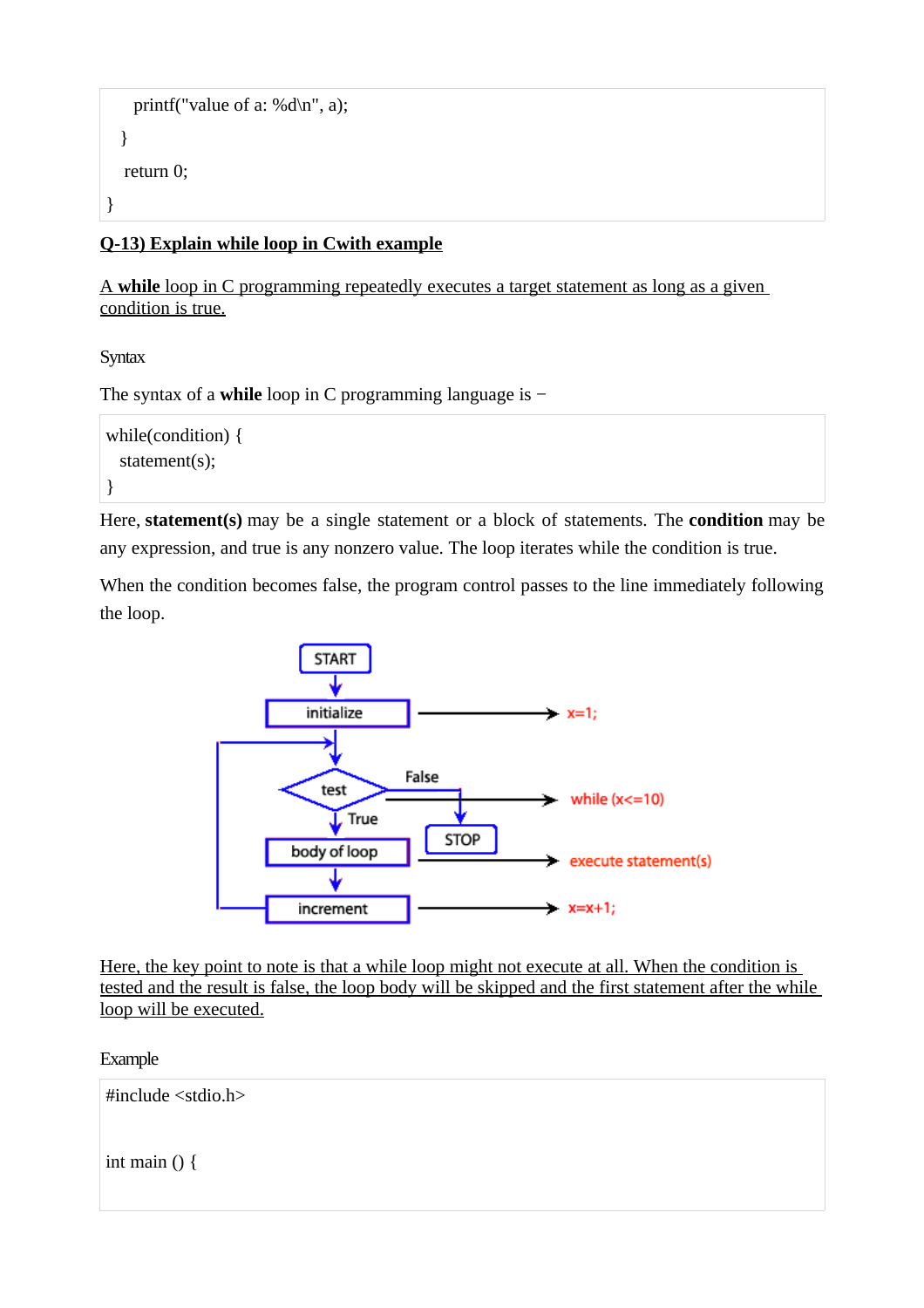```
    printf("value of a: %d\n", a);
  }
  return 0;
}
```

## Q-13) Explain while loop in Cwith example

A **while** loop in C programming repeatedly executes a target statement as long as a given condition is true.

Syntax

The syntax of a **while** loop in C programming language is −

```
while(condition) {
   statement(s);
}
```

Here, **statement(s)** may be a single statement or a block of statements. The **condition** may be any expression, and true is any nonzero value. The loop iterates while the condition is true.

When the condition becomes false, the program control passes to the line immediately following the loop.

Here, the key point to note is that a while loop might not execute at all. When the condition is tested and the result is false, the loop body will be skipped and the first statement after the while loop will be executed.

Example

```
#include <stdio.h>

int main () {
```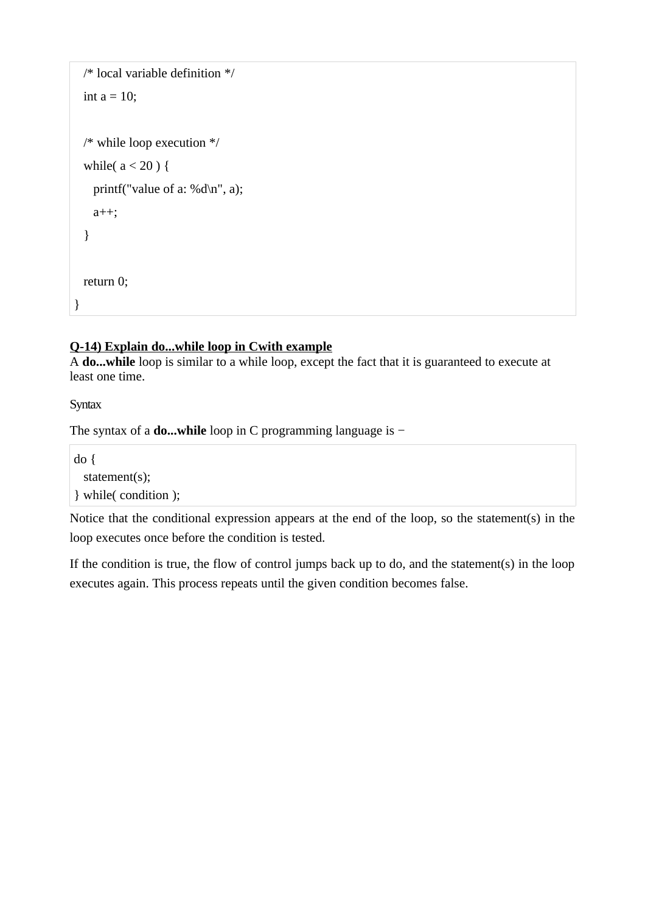```
   /* local variable definition */
   int a = 10;

   /* while loop execution */
   while( a < 20 ) {
      printf("value of a: %d\n", a);
      a++;
   }

   return 0;
}
```

**Q-14) Explain do...while loop in Cwith example**

A **do...while** loop is similar to a while loop, except the fact that it is guaranteed to execute at least one time.

Syntax

The syntax of a **do...while** loop in C programming language is −

```
do {
   statement(s);
} while( condition );
```

Notice that the conditional expression appears at the end of the loop, so the statement(s) in the loop executes once before the condition is tested.

If the condition is true, the flow of control jumps back up to do, and the statement(s) in the loop executes again. This process repeats until the given condition becomes false.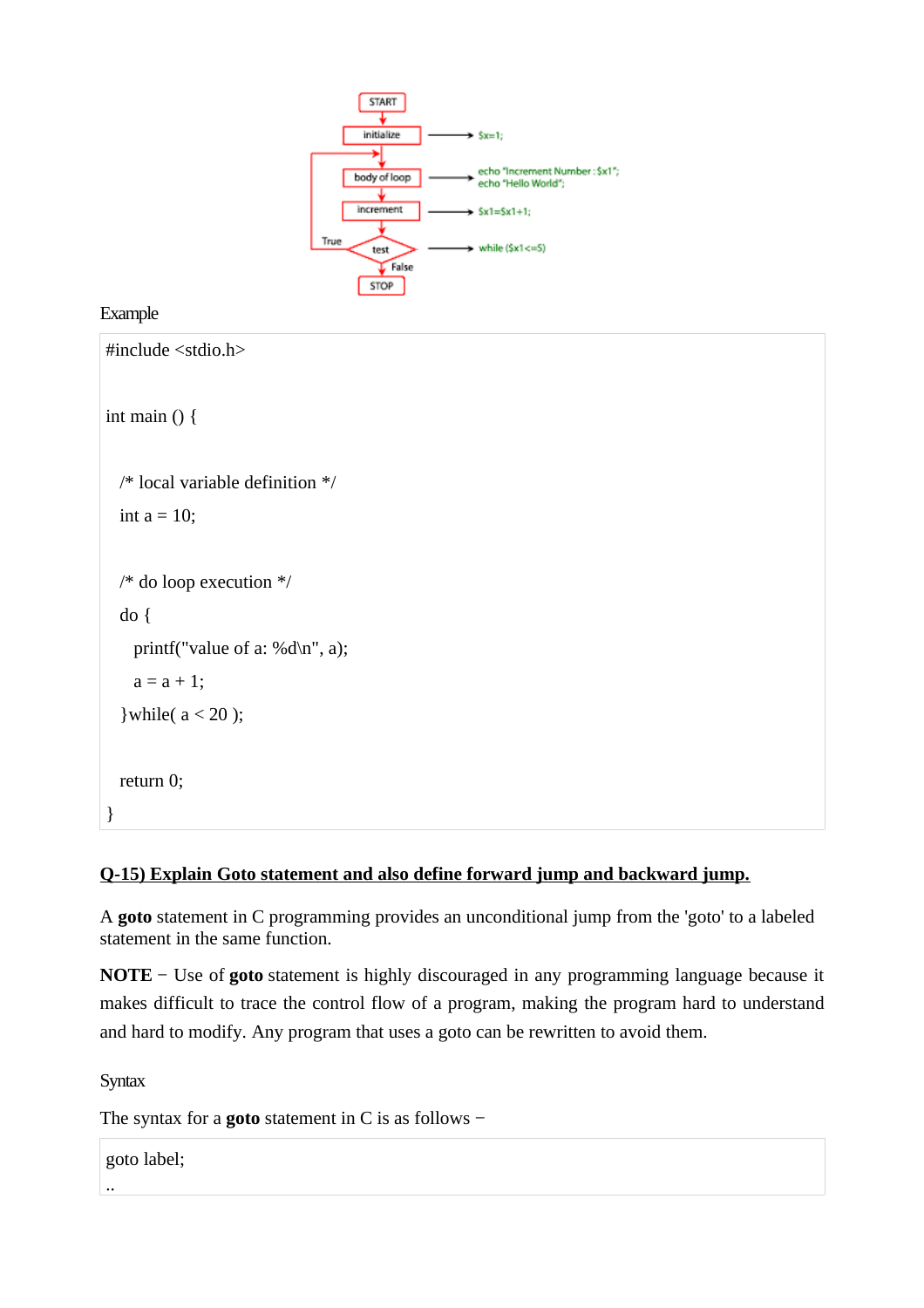Example

```
#include <stdio.h>

int main () {

  /* local variable definition */
  int a = 10;

  /* do loop execution */
  do {
    printf("value of a: %d\n", a);
    a = a + 1;
  }while( a < 20 );

  return 0;
}
```

## Q-15) Explain Goto statement and also define forward jump and backward jump.

A **goto** statement in C programming provides an unconditional jump from the 'goto' to a labeled statement in the same function.

**NOTE** − Use of **goto** statement is highly discouraged in any programming language because it makes difficult to trace the control flow of a program, making the program hard to understand and hard to modify. Any program that uses a goto can be rewritten to avoid them.

Syntax

The syntax for a **goto** statement in C is as follows −

```
goto label;
..
```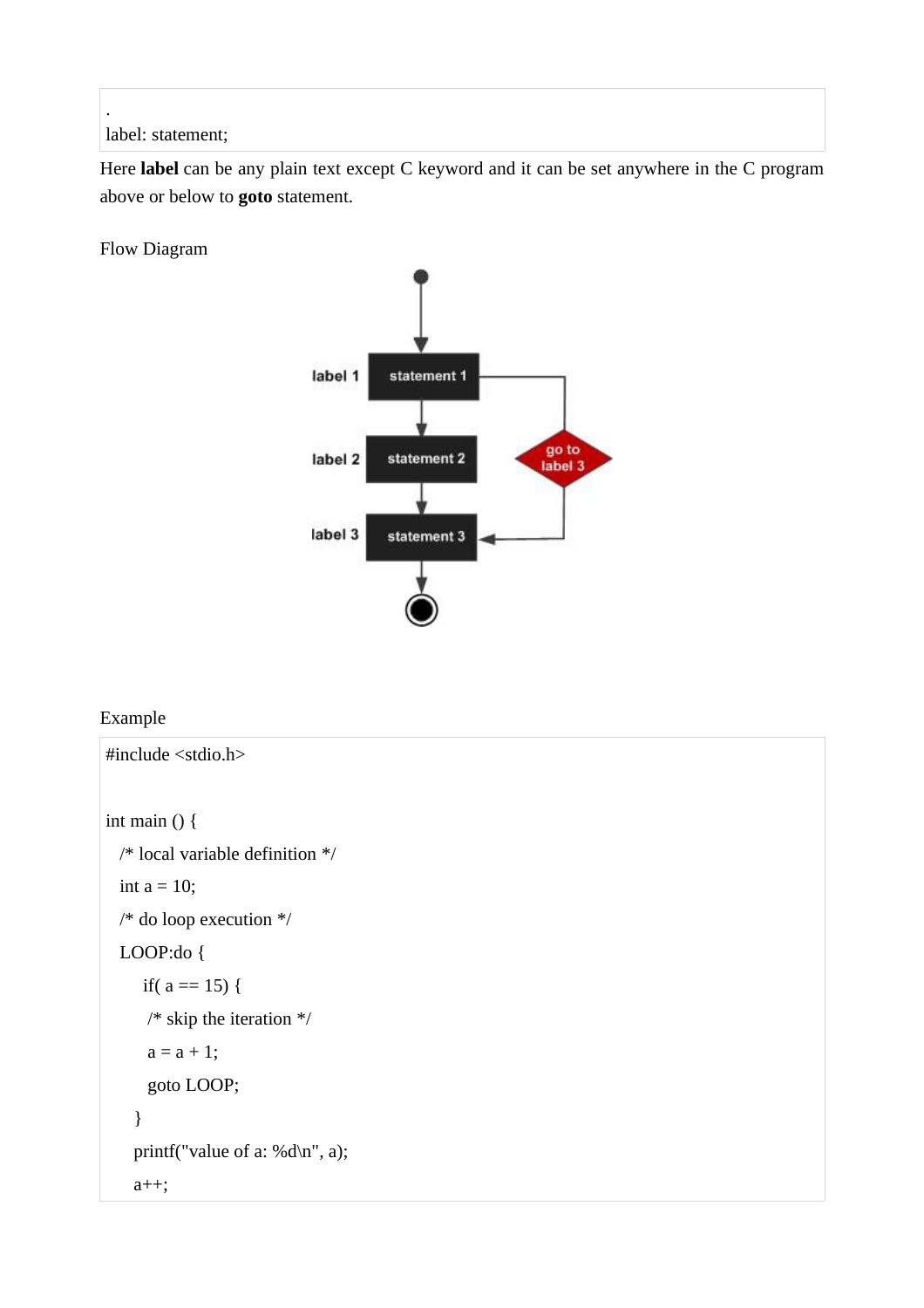```
.
label: statement;
```

Here **label** can be any plain text except C keyword and it can be set anywhere in the C program above or below to **goto** statement.

Flow Diagram

Example

```
#include <stdio.h>

int main () {
  /* local variable definition */
  int a = 10;
  /* do loop execution */
  LOOP:do {
     if( a == 15) {
      /* skip the iteration */
      a = a + 1;
      goto LOOP;
    }
    printf("value of a: %d\n", a);
    a++;
```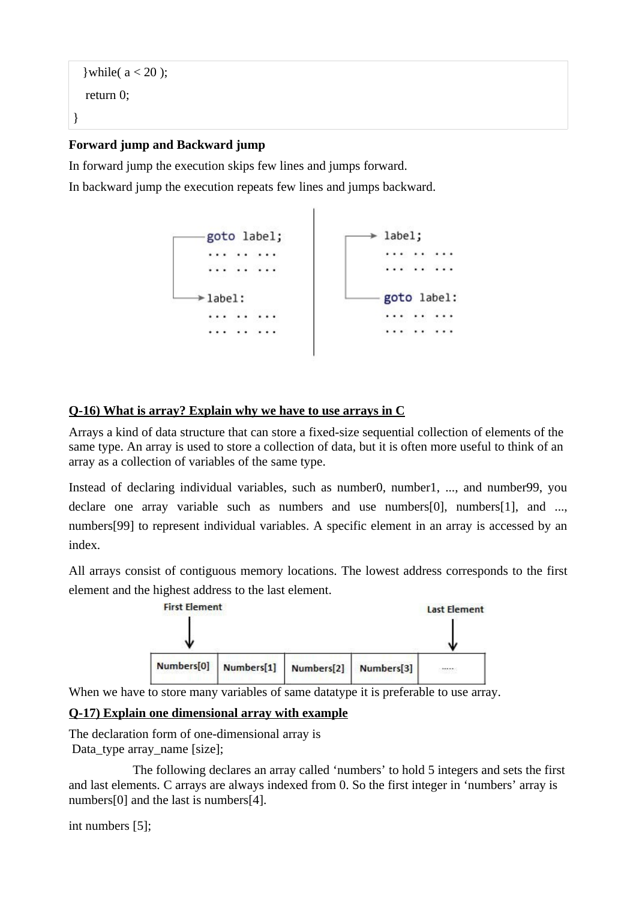```
}while( a < 20 );
 return 0;
}
```

**Forward jump and Backward jump**

In forward jump the execution skips few lines and jumps forward.

In backward jump the execution repeats few lines and jumps backward.

```
goto label;          label;
... .. ...           ... .. ...
... .. ...           ... .. ...

label:               goto label:
... .. ...           ... .. ...
... .. ...           ... .. ...
```

**Q-16) What is array? Explain why we have to use arrays in C**

Arrays a kind of data structure that can store a fixed-size sequential collection of elements of the same type. An array is used to store a collection of data, but it is often more useful to think of an array as a collection of variables of the same type.

Instead of declaring individual variables, such as number0, number1, ..., and number99, you declare one array variable such as numbers and use numbers[0], numbers[1], and ..., numbers[99] to represent individual variables. A specific element in an array is accessed by an index.

All arrays consist of contiguous memory locations. The lowest address corresponds to the first element and the highest address to the last element.

First Element → Numbers[0] | Numbers[1] | Numbers[2] | Numbers[3] | ..... ← Last Element

When we have to store many variables of same datatype it is preferable to use array.

**Q-17) Explain one dimensional array with example**

The declaration form of one-dimensional array is
Data_type array_name [size];

The following declares an array called 'numbers' to hold 5 integers and sets the first and last elements. C arrays are always indexed from 0. So the first integer in 'numbers' array is numbers[0] and the last is numbers[4].

int numbers [5];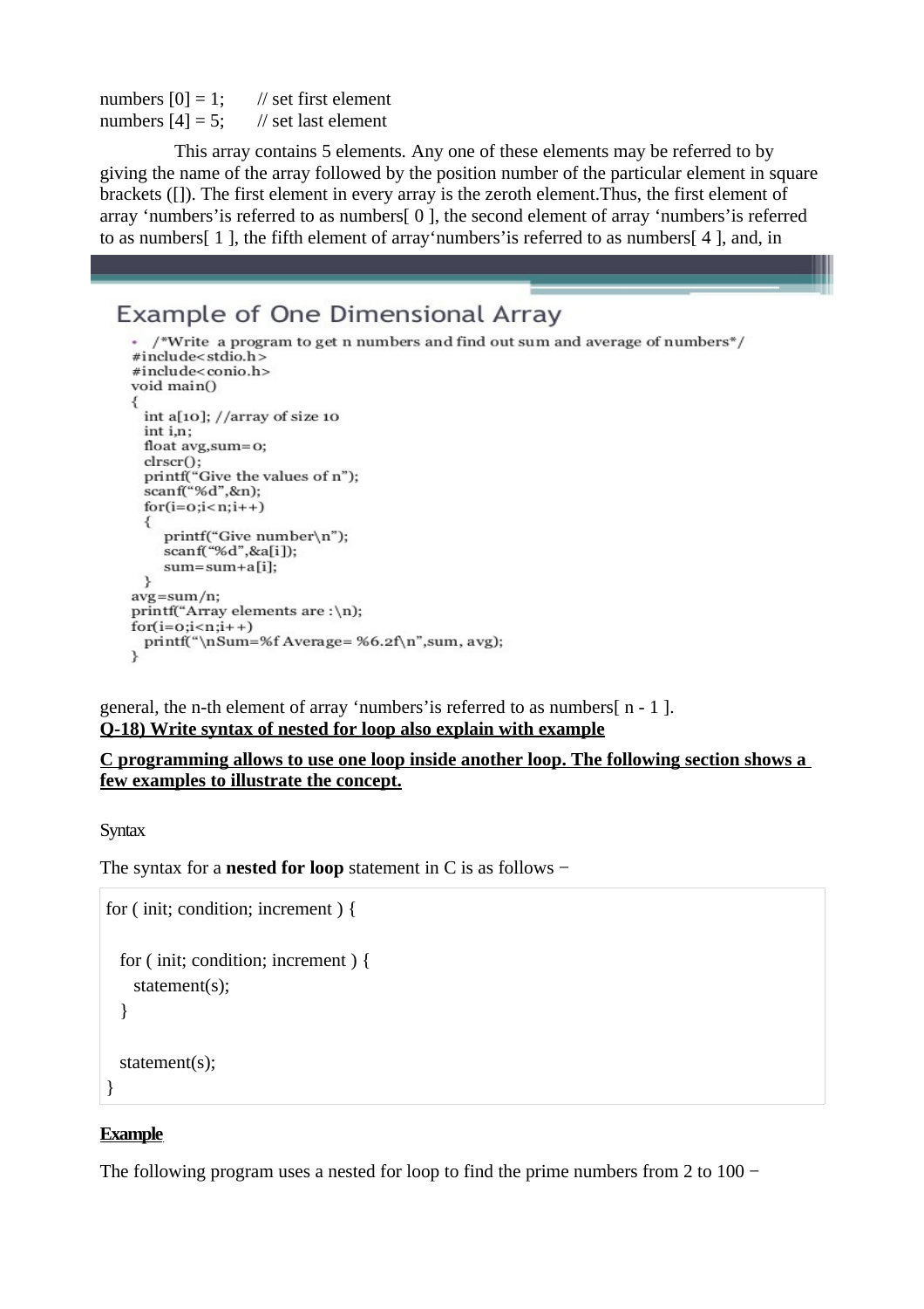```
numbers [0] = 1;      // set first element
numbers [4] = 5;      // set last element
```

This array contains 5 elements. Any one of these elements may be referred to by giving the name of the array followed by the position number of the particular element in square brackets ([]). The first element in every array is the zeroth element.Thus, the first element of array ‘numbers’is referred to as numbers[ 0 ], the second element of array ‘numbers’is referred to as numbers[ 1 ], the fifth element of array‘numbers’is referred to as numbers[ 4 ], and, in

## Example of One Dimensional Array

```
• /*Write a program to get n numbers and find out sum and average of numbers*/
#include<stdio.h>
#include<conio.h>
void main()
{
  int a[10]; //array of size 10
  int i,n;
  float avg,sum=0;
  clrscr();
  printf("Give the values of n");
  scanf("%d",&n);
  for(i=0;i<n;i++)
  {
     printf("Give number\n");
     scanf("%d",&a[i]);
     sum=sum+a[i];
  }
avg=sum/n;
printf("Array elements are :\n);
for(i=0;i<n;i++)
  printf("\nSum=%f Average= %6.2f\n",sum, avg);
}
```

general, the n-th element of array ‘numbers’is referred to as numbers[ n - 1 ].

**Q-18) Write syntax of nested for loop also explain with example**

**C programming allows to use one loop inside another loop. The following section shows a few examples to illustrate the concept.**

### Syntax

The syntax for a **nested for loop** statement in C is as follows −

```
for ( init; condition; increment ) {

   for ( init; condition; increment ) {
      statement(s);
   }

   statement(s);
}
```

### Example

The following program uses a nested for loop to find the prime numbers from 2 to 100 −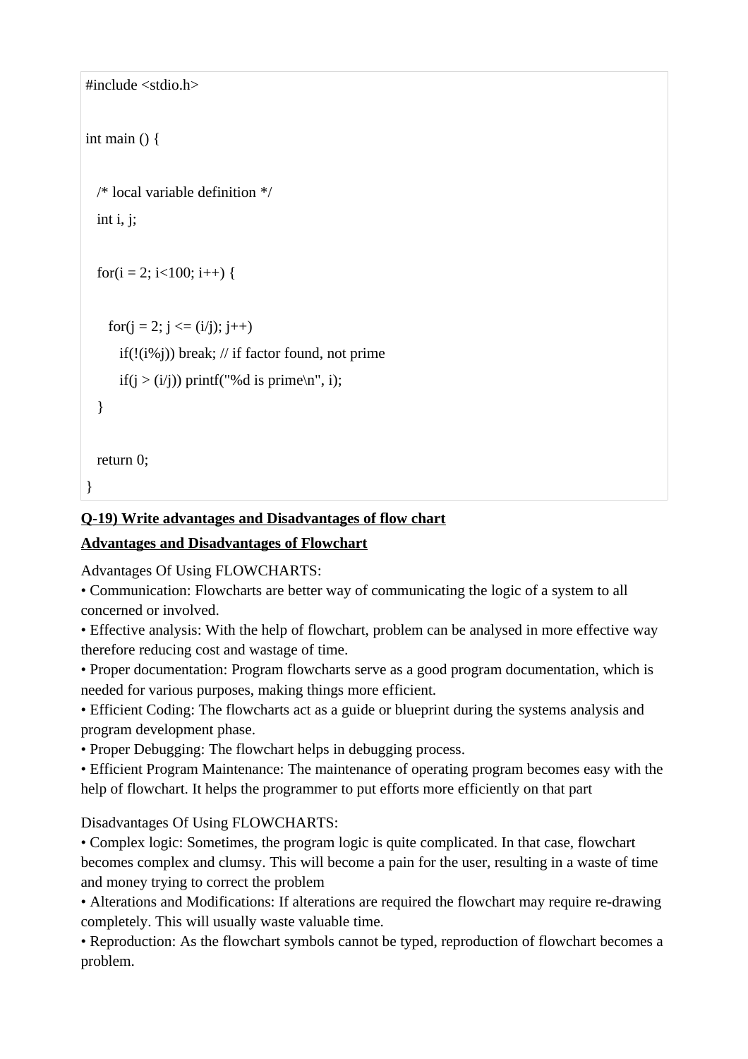```c
#include <stdio.h>

int main () {

   /* local variable definition */
   int i, j;

   for(i = 2; i<100; i++) {

      for(j = 2; j <= (i/j); j++)
         if(!(i%j)) break; // if factor found, not prime
         if(j > (i/j)) printf("%d is prime\n", i);
   }

   return 0;
}
```

**<u>Q-19) Write advantages and Disadvantages of flow chart</u>**

**<u>Advantages and Disadvantages of Flowchart</u>**

Advantages Of Using FLOWCHARTS:

- Communication: Flowcharts are better way of communicating the logic of a system to all concerned or involved.
- Effective analysis: With the help of flowchart, problem can be analysed in more effective way therefore reducing cost and wastage of time.
- Proper documentation: Program flowcharts serve as a good program documentation, which is needed for various purposes, making things more efficient.
- Efficient Coding: The flowcharts act as a guide or blueprint during the systems analysis and program development phase.
- Proper Debugging: The flowchart helps in debugging process.
- Efficient Program Maintenance: The maintenance of operating program becomes easy with the help of flowchart. It helps the programmer to put efforts more efficiently on that part

Disadvantages Of Using FLOWCHARTS:

- Complex logic: Sometimes, the program logic is quite complicated. In that case, flowchart becomes complex and clumsy. This will become a pain for the user, resulting in a waste of time and money trying to correct the problem
- Alterations and Modifications: If alterations are required the flowchart may require re-drawing completely. This will usually waste valuable time.
- Reproduction: As the flowchart symbols cannot be typed, reproduction of flowchart becomes a problem.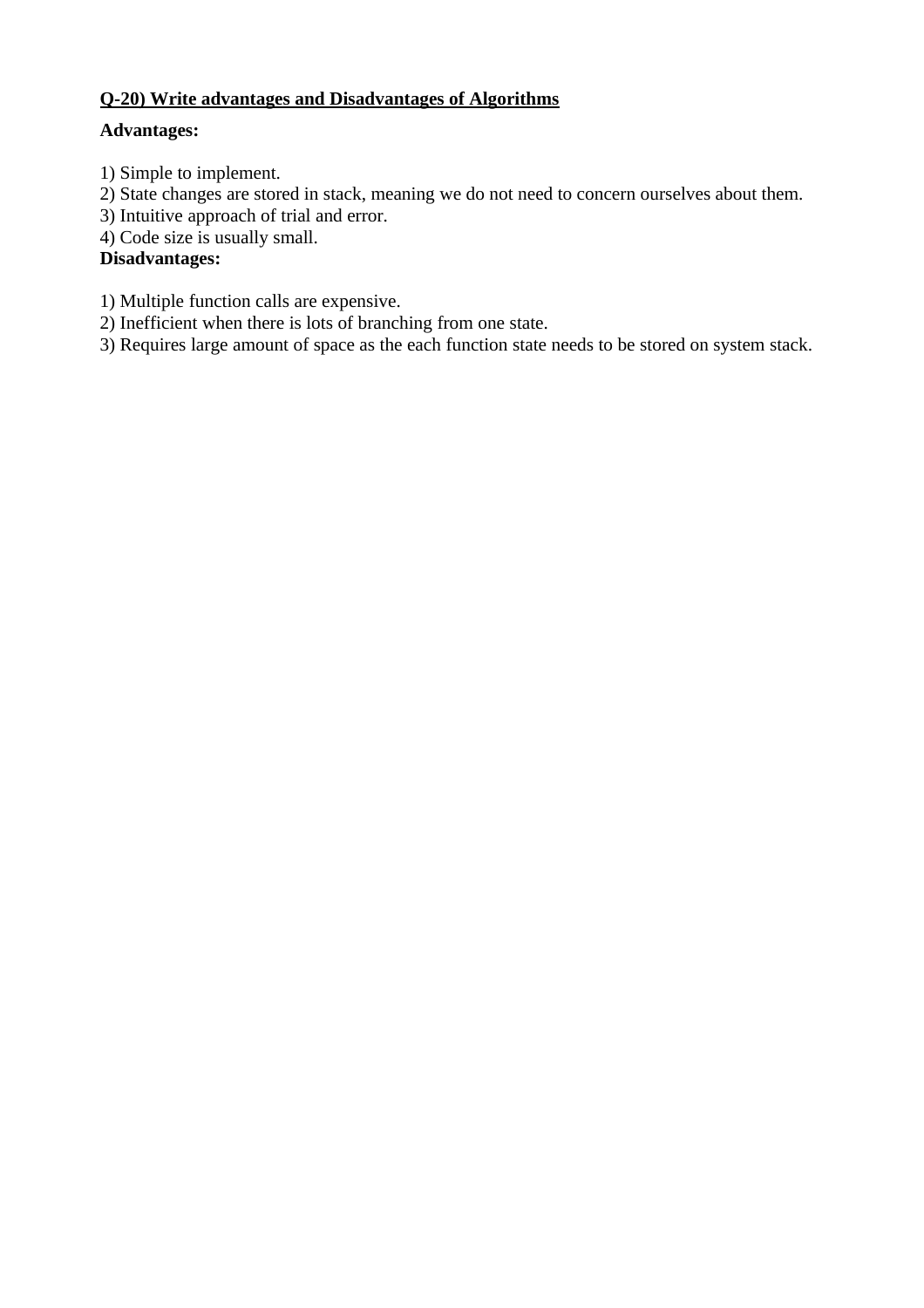**Q-20) Write advantages and Disadvantages of Algorithms**

**Advantages:**

1) Simple to implement.
2) State changes are stored in stack, meaning we do not need to concern ourselves about them.
3) Intuitive approach of trial and error.
4) Code size is usually small.

**Disadvantages:**

1) Multiple function calls are expensive.
2) Inefficient when there is lots of branching from one state.
3) Requires large amount of space as the each function state needs to be stored on system stack.